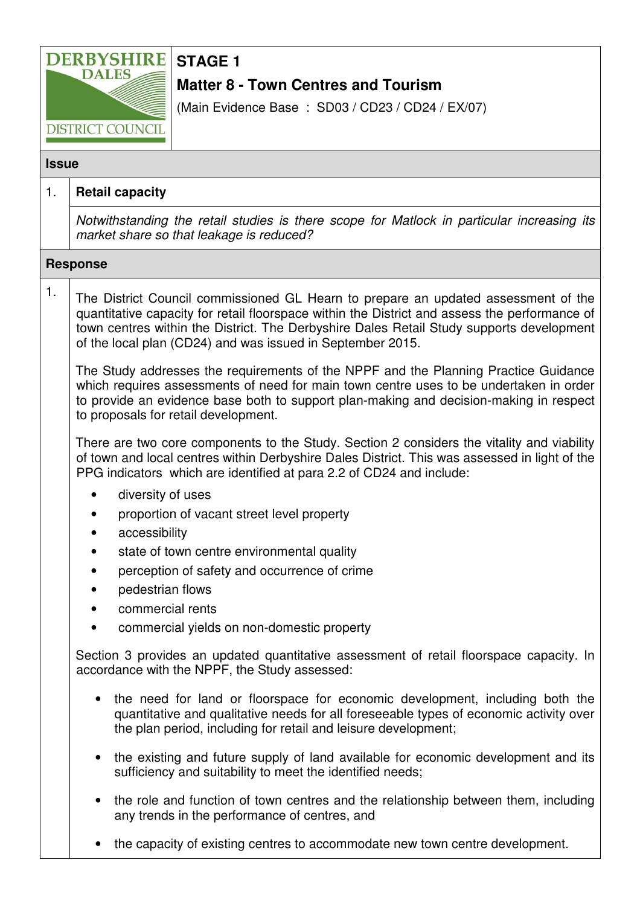DERBYSHIRE DALES DISTRICT COUNCIL

# STAGE 1

## Matter 8 - Town Centres and Tourism

(Main Evidence Base : SD03 / CD23 / CD24 / EX/07)

### Issue

1. **Retail capacity**

*Notwithstanding the retail studies is there scope for Matlock in particular increasing its market share so that leakage is reduced?*

### Response

1. The District Council commissioned GL Hearn to prepare an updated assessment of the quantitative capacity for retail floorspace within the District and assess the performance of town centres within the District. The Derbyshire Dales Retail Study supports development of the local plan (CD24) and was issued in September 2015.

The Study addresses the requirements of the NPPF and the Planning Practice Guidance which requires assessments of need for main town centre uses to be undertaken in order to provide an evidence base both to support plan-making and decision-making in respect to proposals for retail development.

There are two core components to the Study. Section 2 considers the vitality and viability of town and local centres within Derbyshire Dales District. This was assessed in light of the PPG indicators which are identified at para 2.2 of CD24 and include:

- diversity of uses
- proportion of vacant street level property
- accessibility
- state of town centre environmental quality
- perception of safety and occurrence of crime
- pedestrian flows
- commercial rents
- commercial yields on non-domestic property

Section 3 provides an updated quantitative assessment of retail floorspace capacity. In accordance with the NPPF, the Study assessed:

- the need for land or floorspace for economic development, including both the quantitative and qualitative needs for all foreseeable types of economic activity over the plan period, including for retail and leisure development;
- the existing and future supply of land available for economic development and its sufficiency and suitability to meet the identified needs;
- the role and function of town centres and the relationship between them, including any trends in the performance of centres, and
- the capacity of existing centres to accommodate new town centre development.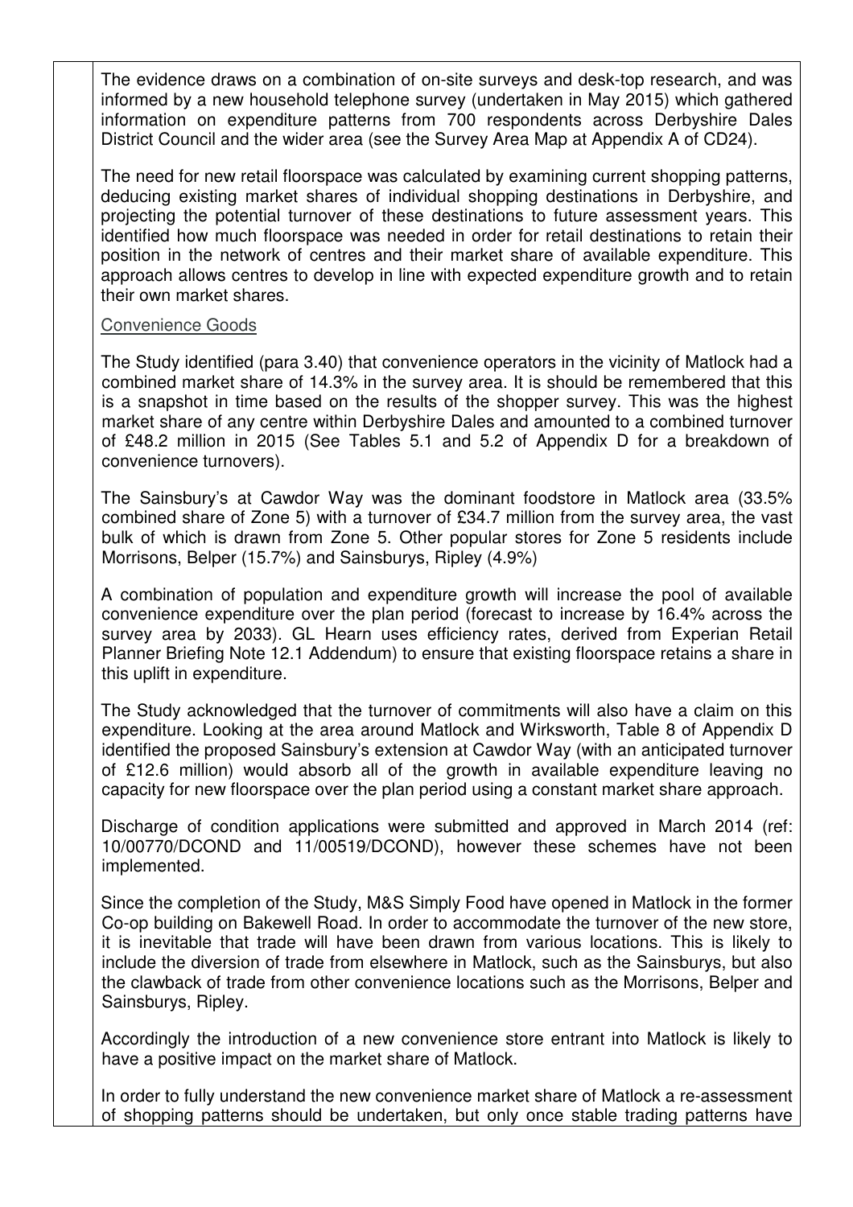The evidence draws on a combination of on-site surveys and desk-top research, and was informed by a new household telephone survey (undertaken in May 2015) which gathered information on expenditure patterns from 700 respondents across Derbyshire Dales District Council and the wider area (see the Survey Area Map at Appendix A of CD24).

The need for new retail floorspace was calculated by examining current shopping patterns, deducing existing market shares of individual shopping destinations in Derbyshire, and projecting the potential turnover of these destinations to future assessment years. This identified how much floorspace was needed in order for retail destinations to retain their position in the network of centres and their market share of available expenditure. This approach allows centres to develop in line with expected expenditure growth and to retain their own market shares.

Convenience Goods

The Study identified (para 3.40) that convenience operators in the vicinity of Matlock had a combined market share of 14.3% in the survey area. It is should be remembered that this is a snapshot in time based on the results of the shopper survey. This was the highest market share of any centre within Derbyshire Dales and amounted to a combined turnover of £48.2 million in 2015 (See Tables 5.1 and 5.2 of Appendix D for a breakdown of convenience turnovers).

The Sainsbury's at Cawdor Way was the dominant foodstore in Matlock area (33.5% combined share of Zone 5) with a turnover of £34.7 million from the survey area, the vast bulk of which is drawn from Zone 5. Other popular stores for Zone 5 residents include Morrisons, Belper (15.7%) and Sainsburys, Ripley (4.9%)

A combination of population and expenditure growth will increase the pool of available convenience expenditure over the plan period (forecast to increase by 16.4% across the survey area by 2033). GL Hearn uses efficiency rates, derived from Experian Retail Planner Briefing Note 12.1 Addendum) to ensure that existing floorspace retains a share in this uplift in expenditure.

The Study acknowledged that the turnover of commitments will also have a claim on this expenditure. Looking at the area around Matlock and Wirksworth, Table 8 of Appendix D identified the proposed Sainsbury's extension at Cawdor Way (with an anticipated turnover of £12.6 million) would absorb all of the growth in available expenditure leaving no capacity for new floorspace over the plan period using a constant market share approach.

Discharge of condition applications were submitted and approved in March 2014 (ref: 10/00770/DCOND and 11/00519/DCOND), however these schemes have not been implemented.

Since the completion of the Study, M&S Simply Food have opened in Matlock in the former Co-op building on Bakewell Road. In order to accommodate the turnover of the new store, it is inevitable that trade will have been drawn from various locations. This is likely to include the diversion of trade from elsewhere in Matlock, such as the Sainsburys, but also the clawback of trade from other convenience locations such as the Morrisons, Belper and Sainsburys, Ripley.

Accordingly the introduction of a new convenience store entrant into Matlock is likely to have a positive impact on the market share of Matlock.

In order to fully understand the new convenience market share of Matlock a re-assessment of shopping patterns should be undertaken, but only once stable trading patterns have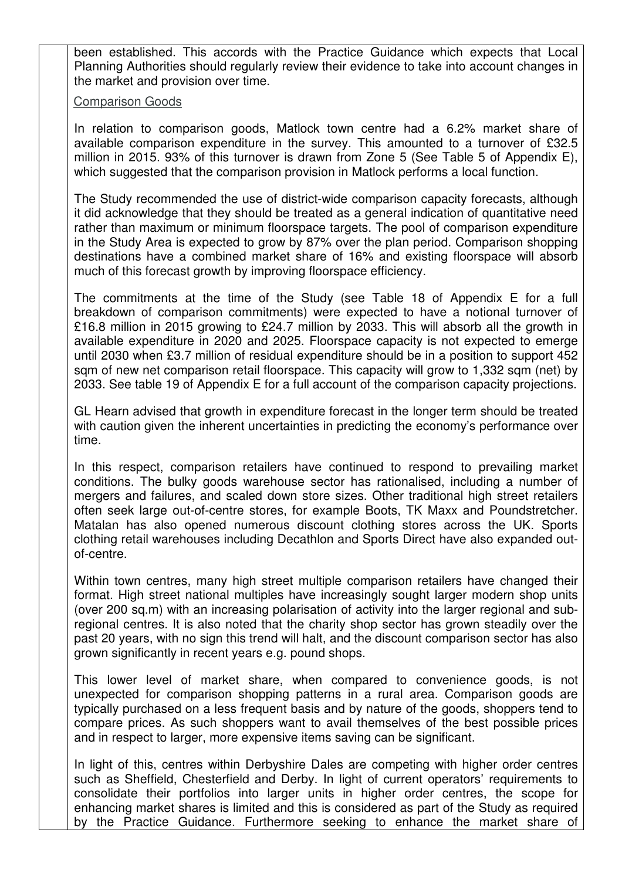been established. This accords with the Practice Guidance which expects that Local Planning Authorities should regularly review their evidence to take into account changes in the market and provision over time.

Comparison Goods

In relation to comparison goods, Matlock town centre had a 6.2% market share of available comparison expenditure in the survey. This amounted to a turnover of £32.5 million in 2015. 93% of this turnover is drawn from Zone 5 (See Table 5 of Appendix E), which suggested that the comparison provision in Matlock performs a local function.

The Study recommended the use of district-wide comparison capacity forecasts, although it did acknowledge that they should be treated as a general indication of quantitative need rather than maximum or minimum floorspace targets. The pool of comparison expenditure in the Study Area is expected to grow by 87% over the plan period. Comparison shopping destinations have a combined market share of 16% and existing floorspace will absorb much of this forecast growth by improving floorspace efficiency.

The commitments at the time of the Study (see Table 18 of Appendix E for a full breakdown of comparison commitments) were expected to have a notional turnover of £16.8 million in 2015 growing to £24.7 million by 2033. This will absorb all the growth in available expenditure in 2020 and 2025. Floorspace capacity is not expected to emerge until 2030 when £3.7 million of residual expenditure should be in a position to support 452 sqm of new net comparison retail floorspace. This capacity will grow to 1,332 sqm (net) by 2033. See table 19 of Appendix E for a full account of the comparison capacity projections.

GL Hearn advised that growth in expenditure forecast in the longer term should be treated with caution given the inherent uncertainties in predicting the economy's performance over time.

In this respect, comparison retailers have continued to respond to prevailing market conditions. The bulky goods warehouse sector has rationalised, including a number of mergers and failures, and scaled down store sizes. Other traditional high street retailers often seek large out-of-centre stores, for example Boots, TK Maxx and Poundstretcher. Matalan has also opened numerous discount clothing stores across the UK. Sports clothing retail warehouses including Decathlon and Sports Direct have also expanded out-of-centre.

Within town centres, many high street multiple comparison retailers have changed their format. High street national multiples have increasingly sought larger modern shop units (over 200 sq.m) with an increasing polarisation of activity into the larger regional and sub-regional centres. It is also noted that the charity shop sector has grown steadily over the past 20 years, with no sign this trend will halt, and the discount comparison sector has also grown significantly in recent years e.g. pound shops.

This lower level of market share, when compared to convenience goods, is not unexpected for comparison shopping patterns in a rural area. Comparison goods are typically purchased on a less frequent basis and by nature of the goods, shoppers tend to compare prices. As such shoppers want to avail themselves of the best possible prices and in respect to larger, more expensive items saving can be significant.

In light of this, centres within Derbyshire Dales are competing with higher order centres such as Sheffield, Chesterfield and Derby. In light of current operators' requirements to consolidate their portfolios into larger units in higher order centres, the scope for enhancing market shares is limited and this is considered as part of the Study as required by the Practice Guidance. Furthermore seeking to enhance the market share of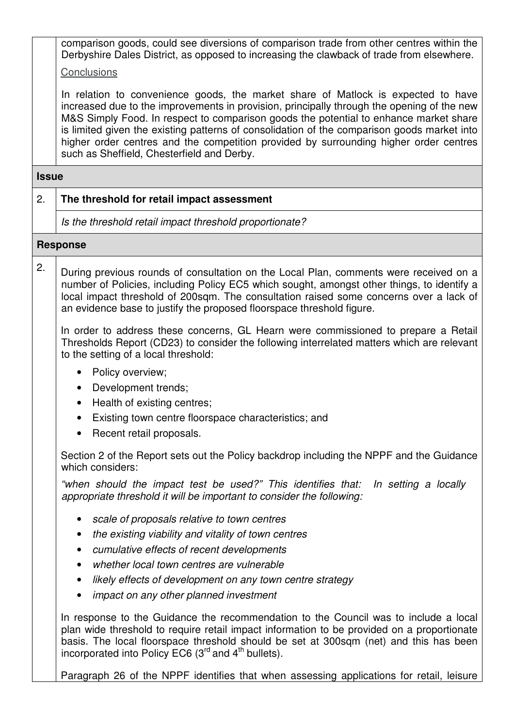comparison goods, could see diversions of comparison trade from other centres within the Derbyshire Dales District, as opposed to increasing the clawback of trade from elsewhere.

Conclusions

In relation to convenience goods, the market share of Matlock is expected to have increased due to the improvements in provision, principally through the opening of the new M&S Simply Food. In respect to comparison goods the potential to enhance market share is limited given the existing patterns of consolidation of the comparison goods market into higher order centres and the competition provided by surrounding higher order centres such as Sheffield, Chesterfield and Derby.

## Issue

**2. The threshold for retail impact assessment**

*Is the threshold retail impact threshold proportionate?*

## Response

2. During previous rounds of consultation on the Local Plan, comments were received on a number of Policies, including Policy EC5 which sought, amongst other things, to identify a local impact threshold of 200sqm. The consultation raised some concerns over a lack of an evidence base to justify the proposed floorspace threshold figure.

In order to address these concerns, GL Hearn were commissioned to prepare a Retail Thresholds Report (CD23) to consider the following interrelated matters which are relevant to the setting of a local threshold:

- Policy overview;
- Development trends;
- Health of existing centres;
- Existing town centre floorspace characteristics; and
- Recent retail proposals.

Section 2 of the Report sets out the Policy backdrop including the NPPF and the Guidance which considers:

*"when should the impact test be used?" This identifies that: In setting a locally appropriate threshold it will be important to consider the following:*

- *scale of proposals relative to town centres*
- *the existing viability and vitality of town centres*
- *cumulative effects of recent developments*
- *whether local town centres are vulnerable*
- *likely effects of development on any town centre strategy*
- *impact on any other planned investment*

In response to the Guidance the recommendation to the Council was to include a local plan wide threshold to require retail impact information to be provided on a proportionate basis. The local floorspace threshold should be set at 300sqm (net) and this has been incorporated into Policy EC6 (3rd and 4th bullets).

Paragraph 26 of the NPPF identifies that when assessing applications for retail, leisure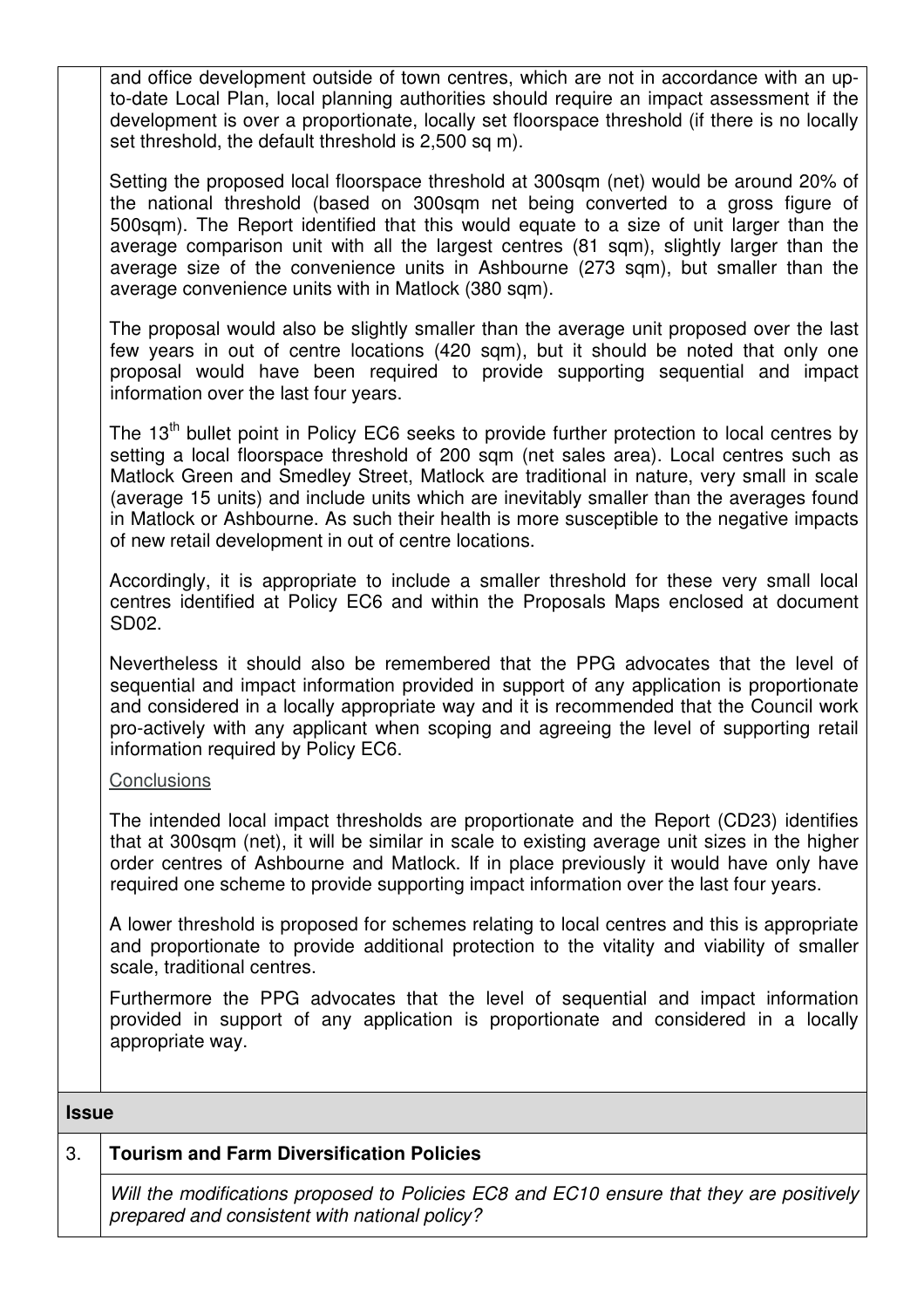and office development outside of town centres, which are not in accordance with an up-to-date Local Plan, local planning authorities should require an impact assessment if the development is over a proportionate, locally set floorspace threshold (if there is no locally set threshold, the default threshold is 2,500 sq m).

Setting the proposed local floorspace threshold at 300sqm (net) would be around 20% of the national threshold (based on 300sqm net being converted to a gross figure of 500sqm). The Report identified that this would equate to a size of unit larger than the average comparison unit with all the largest centres (81 sqm), slightly larger than the average size of the convenience units in Ashbourne (273 sqm), but smaller than the average convenience units with in Matlock (380 sqm).

The proposal would also be slightly smaller than the average unit proposed over the last few years in out of centre locations (420 sqm), but it should be noted that only one proposal would have been required to provide supporting sequential and impact information over the last four years.

The 13th bullet point in Policy EC6 seeks to provide further protection to local centres by setting a local floorspace threshold of 200 sqm (net sales area). Local centres such as Matlock Green and Smedley Street, Matlock are traditional in nature, very small in scale (average 15 units) and include units which are inevitably smaller than the averages found in Matlock or Ashbourne. As such their health is more susceptible to the negative impacts of new retail development in out of centre locations.

Accordingly, it is appropriate to include a smaller threshold for these very small local centres identified at Policy EC6 and within the Proposals Maps enclosed at document SD02.

Nevertheless it should also be remembered that the PPG advocates that the level of sequential and impact information provided in support of any application is proportionate and considered in a locally appropriate way and it is recommended that the Council work pro-actively with any applicant when scoping and agreeing the level of supporting retail information required by Policy EC6.

Conclusions

The intended local impact thresholds are proportionate and the Report (CD23) identifies that at 300sqm (net), it will be similar in scale to existing average unit sizes in the higher order centres of Ashbourne and Matlock. If in place previously it would have only have required one scheme to provide supporting impact information over the last four years.

A lower threshold is proposed for schemes relating to local centres and this is appropriate and proportionate to provide additional protection to the vitality and viability of smaller scale, traditional centres.

Furthermore the PPG advocates that the level of sequential and impact information provided in support of any application is proportionate and considered in a locally appropriate way.

**Issue**

3. **Tourism and Farm Diversification Policies**

*Will the modifications proposed to Policies EC8 and EC10 ensure that they are positively prepared and consistent with national policy?*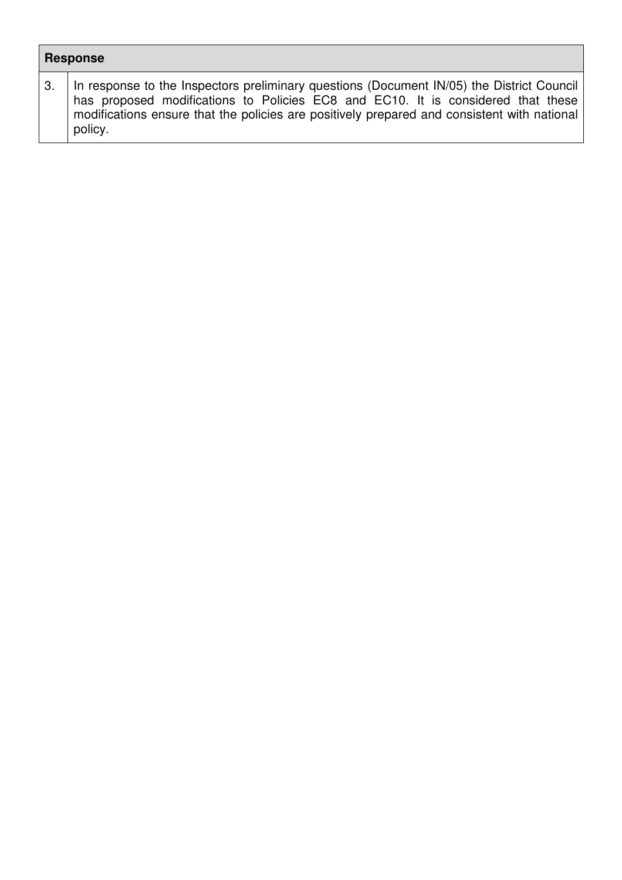| Response | |
|---|---|
| 3. | In response to the Inspectors preliminary questions (Document IN/05) the District Council has proposed modifications to Policies EC8 and EC10. It is considered that these modifications ensure that the policies are positively prepared and consistent with national policy. |